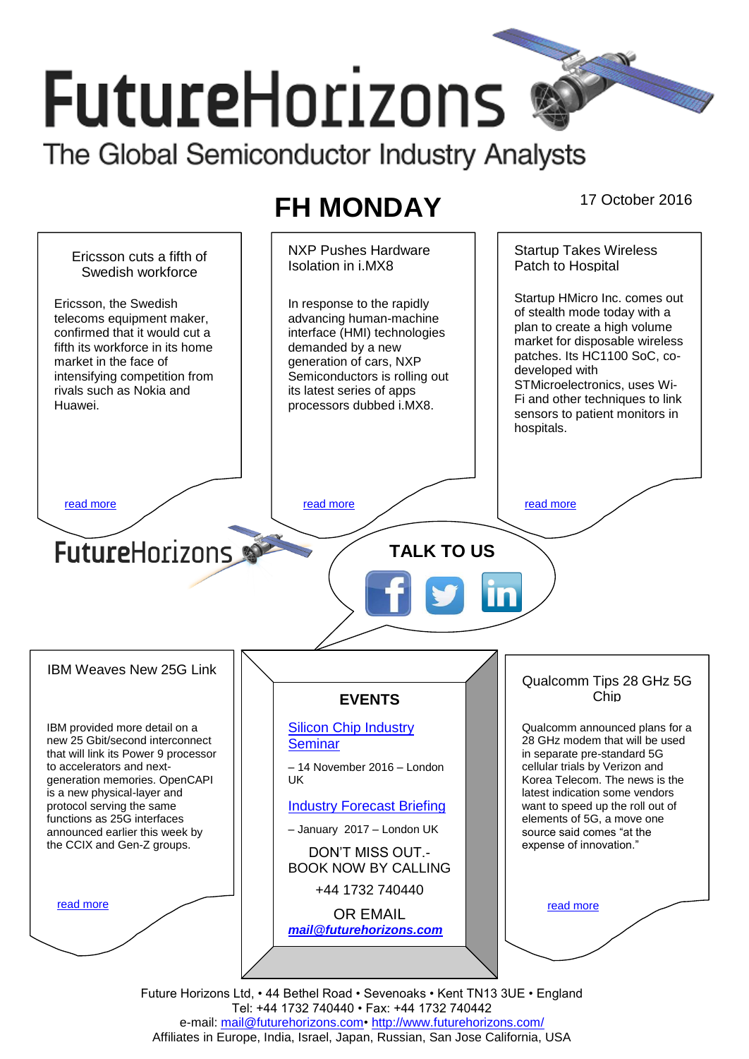# FutureHorizons

The Global Semiconductor Industry Analysts

## FH MONDAY

17 October 2016

### Ericsson cuts a fifth of Swedish workforce

Ericsson, the Swedish telecoms equipment maker, confirmed that it would cut a fifth its workforce in its home market in the face of intensifying competition from rivals such as Nokia and Huawei.

read more

### NXP Pushes Hardware Isolation in i.MX8

In response to the rapidly advancing human-machine interface (HMI) technologies demanded by a new generation of cars, NXP Semiconductors is rolling out its latest series of apps processors dubbed i.MX8.

read more

### Startup Takes Wireless Patch to Hospital

Startup HMicro Inc. comes out of stealth mode today with a plan to create a high volume market for disposable wireless patches. Its HC1100 SoC, co-developed with STMicroelectronics, uses Wi-Fi and other techniques to link sensors to patient monitors in hospitals.

read more

FutureHorizons

**TALK TO US**

### IBM Weaves New 25G Link

IBM provided more detail on a new 25 Gbit/second interconnect that will link its Power 9 processor to accelerators and next-generation memories. OpenCAPI is a new physical-layer and protocol serving the same functions as 25G interfaces announced earlier this week by the CCIX and Gen-Z groups.

read more

### EVENTS

Silicon Chip Industry Seminar

– 14 November 2016 – London UK

Industry Forecast Briefing

– January 2017 – London UK

DON'T MISS OUT.- BOOK NOW BY CALLING

+44 1732 740440

OR EMAIL

***mail@futurehorizons.com***

### Qualcomm Tips 28 GHz 5G Chip

Qualcomm announced plans for a 28 GHz modem that will be used in separate pre-standard 5G cellular trials by Verizon and Korea Telecom. The news is the latest indication some vendors want to speed up the roll out of elements of 5G, a move one source said comes "at the expense of innovation."

read more

Future Horizons Ltd, • 44 Bethel Road • Sevenoaks • Kent TN13 3UE • England
Tel: +44 1732 740440 • Fax: +44 1732 740442
e-mail: mail@futurehorizons.com• http://www.futurehorizons.com/
Affiliates in Europe, India, Israel, Japan, Russian, San Jose California, USA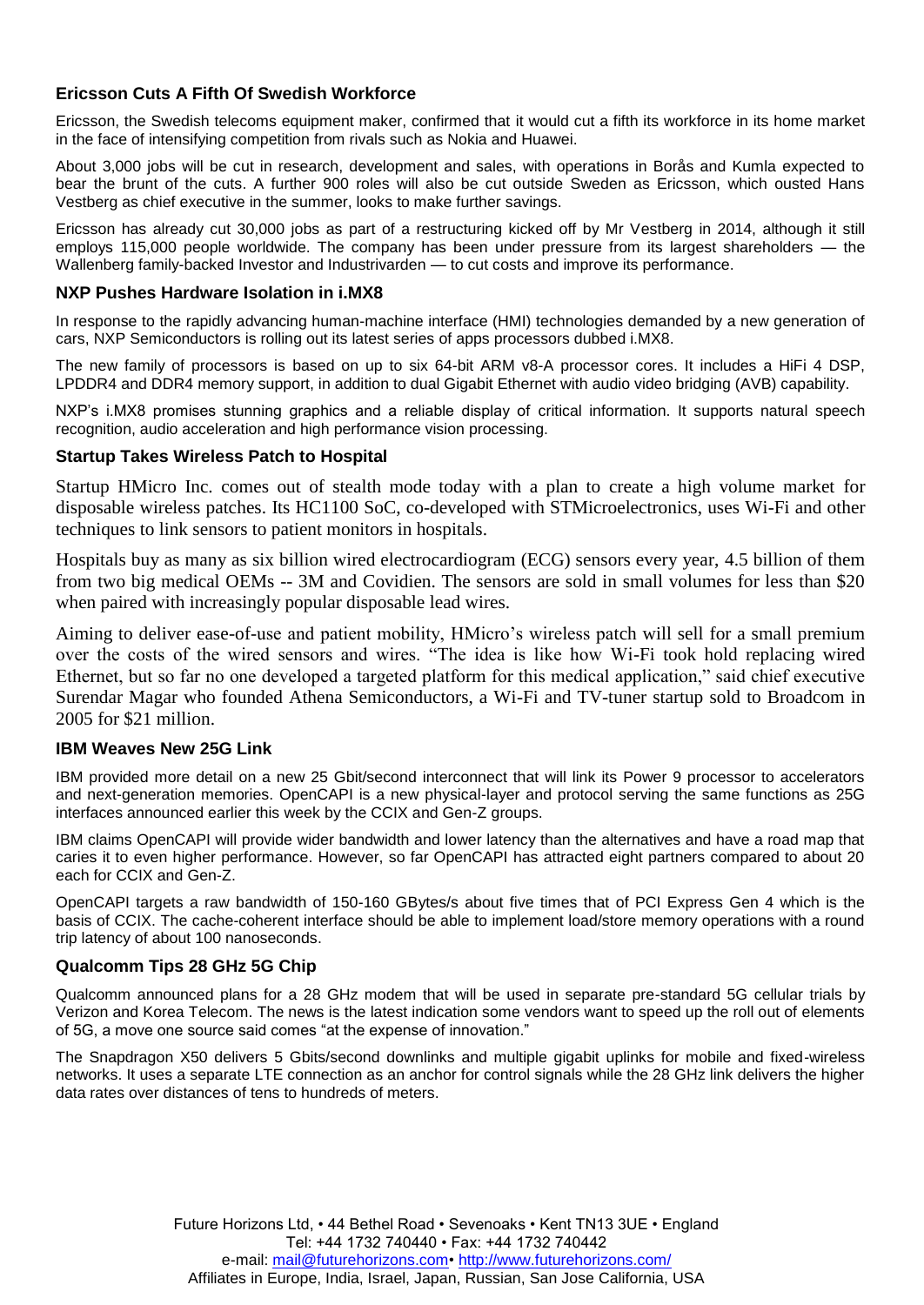### Ericsson Cuts A Fifth Of Swedish Workforce

Ericsson, the Swedish telecoms equipment maker, confirmed that it would cut a fifth its workforce in its home market in the face of intensifying competition from rivals such as Nokia and Huawei.

About 3,000 jobs will be cut in research, development and sales, with operations in Borås and Kumla expected to bear the brunt of the cuts. A further 900 roles will also be cut outside Sweden as Ericsson, which ousted Hans Vestberg as chief executive in the summer, looks to make further savings.

Ericsson has already cut 30,000 jobs as part of a restructuring kicked off by Mr Vestberg in 2014, although it still employs 115,000 people worldwide. The company has been under pressure from its largest shareholders — the Wallenberg family-backed Investor and Industrivarden — to cut costs and improve its performance.

### NXP Pushes Hardware Isolation in i.MX8

In response to the rapidly advancing human-machine interface (HMI) technologies demanded by a new generation of cars, NXP Semiconductors is rolling out its latest series of apps processors dubbed i.MX8.

The new family of processors is based on up to six 64-bit ARM v8-A processor cores. It includes a HiFi 4 DSP, LPDDR4 and DDR4 memory support, in addition to dual Gigabit Ethernet with audio video bridging (AVB) capability.

NXP's i.MX8 promises stunning graphics and a reliable display of critical information. It supports natural speech recognition, audio acceleration and high performance vision processing.

### Startup Takes Wireless Patch to Hospital

Startup HMicro Inc. comes out of stealth mode today with a plan to create a high volume market for disposable wireless patches. Its HC1100 SoC, co-developed with STMicroelectronics, uses Wi-Fi and other techniques to link sensors to patient monitors in hospitals.

Hospitals buy as many as six billion wired electrocardiogram (ECG) sensors every year, 4.5 billion of them from two big medical OEMs -- 3M and Covidien. The sensors are sold in small volumes for less than $20 when paired with increasingly popular disposable lead wires.

Aiming to deliver ease-of-use and patient mobility, HMicro's wireless patch will sell for a small premium over the costs of the wired sensors and wires. "The idea is like how Wi-Fi took hold replacing wired Ethernet, but so far no one developed a targeted platform for this medical application," said chief executive Surendar Magar who founded Athena Semiconductors, a Wi-Fi and TV-tuner startup sold to Broadcom in 2005 for $21 million.

### IBM Weaves New 25G Link

IBM provided more detail on a new 25 Gbit/second interconnect that will link its Power 9 processor to accelerators and next-generation memories. OpenCAPI is a new physical-layer and protocol serving the same functions as 25G interfaces announced earlier this week by the CCIX and Gen-Z groups.

IBM claims OpenCAPI will provide wider bandwidth and lower latency than the alternatives and have a road map that caries it to even higher performance. However, so far OpenCAPI has attracted eight partners compared to about 20 each for CCIX and Gen-Z.

OpenCAPI targets a raw bandwidth of 150-160 GBytes/s about five times that of PCI Express Gen 4 which is the basis of CCIX. The cache-coherent interface should be able to implement load/store memory operations with a round trip latency of about 100 nanoseconds.

### Qualcomm Tips 28 GHz 5G Chip

Qualcomm announced plans for a 28 GHz modem that will be used in separate pre-standard 5G cellular trials by Verizon and Korea Telecom. The news is the latest indication some vendors want to speed up the roll out of elements of 5G, a move one source said comes "at the expense of innovation."

The Snapdragon X50 delivers 5 Gbits/second downlinks and multiple gigabit uplinks for mobile and fixed-wireless networks. It uses a separate LTE connection as an anchor for control signals while the 28 GHz link delivers the higher data rates over distances of tens to hundreds of meters.

Future Horizons Ltd, • 44 Bethel Road • Sevenoaks • Kent TN13 3UE • England
Tel: +44 1732 740440 • Fax: +44 1732 740442
e-mail: mail@futurehorizons.com• http://www.futurehorizons.com/
Affiliates in Europe, India, Israel, Japan, Russian, San Jose California, USA